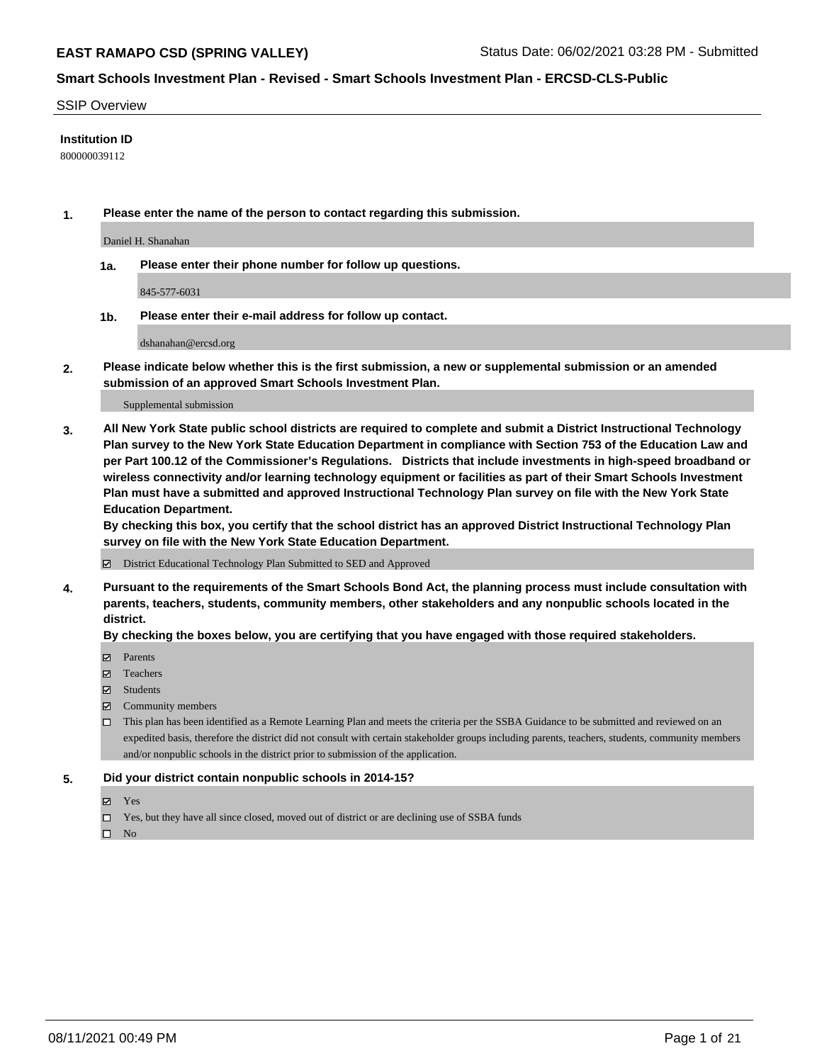# SSIP Overview

**Institution ID**

800000039112

**1. Please enter the name of the person to contact regarding this submission.**

Daniel H. Shanahan

**1a. Please enter their phone number for follow up questions.**

845-577-6031

**1b. Please enter their e-mail address for follow up contact.**

dshanahan@ercsd.org

**2. Please indicate below whether this is the first submission, a new or supplemental submission or an amended submission of an approved Smart Schools Investment Plan.**

Supplemental submission

**3. All New York State public school districts are required to complete and submit a District Instructional Technology Plan survey to the New York State Education Department in compliance with Section 753 of the Education Law and per Part 100.12 of the Commissioner's Regulations. Districts that include investments in high-speed broadband or wireless connectivity and/or learning technology equipment or facilities as part of their Smart Schools Investment Plan must have a submitted and approved Instructional Technology Plan survey on file with the New York State Education Department.**

**By checking this box, you certify that the school district has an approved District Instructional Technology Plan survey on file with the New York State Education Department.**

- ☑ District Educational Technology Plan Submitted to SED and Approved

**4. Pursuant to the requirements of the Smart Schools Bond Act, the planning process must include consultation with parents, teachers, students, community members, other stakeholders and any nonpublic schools located in the district.**

**By checking the boxes below, you are certifying that you have engaged with those required stakeholders.**

- ☑ Parents
- ☑ Teachers
- ☑ Students
- ☑ Community members
- ☐ This plan has been identified as a Remote Learning Plan and meets the criteria per the SSBA Guidance to be submitted and reviewed on an expedited basis, therefore the district did not consult with certain stakeholder groups including parents, teachers, students, community members and/or nonpublic schools in the district prior to submission of the application.

**5. Did your district contain nonpublic schools in 2014-15?**

- ☑ Yes
- ☐ Yes, but they have all since closed, moved out of district or are declining use of SSBA funds
- ☐ No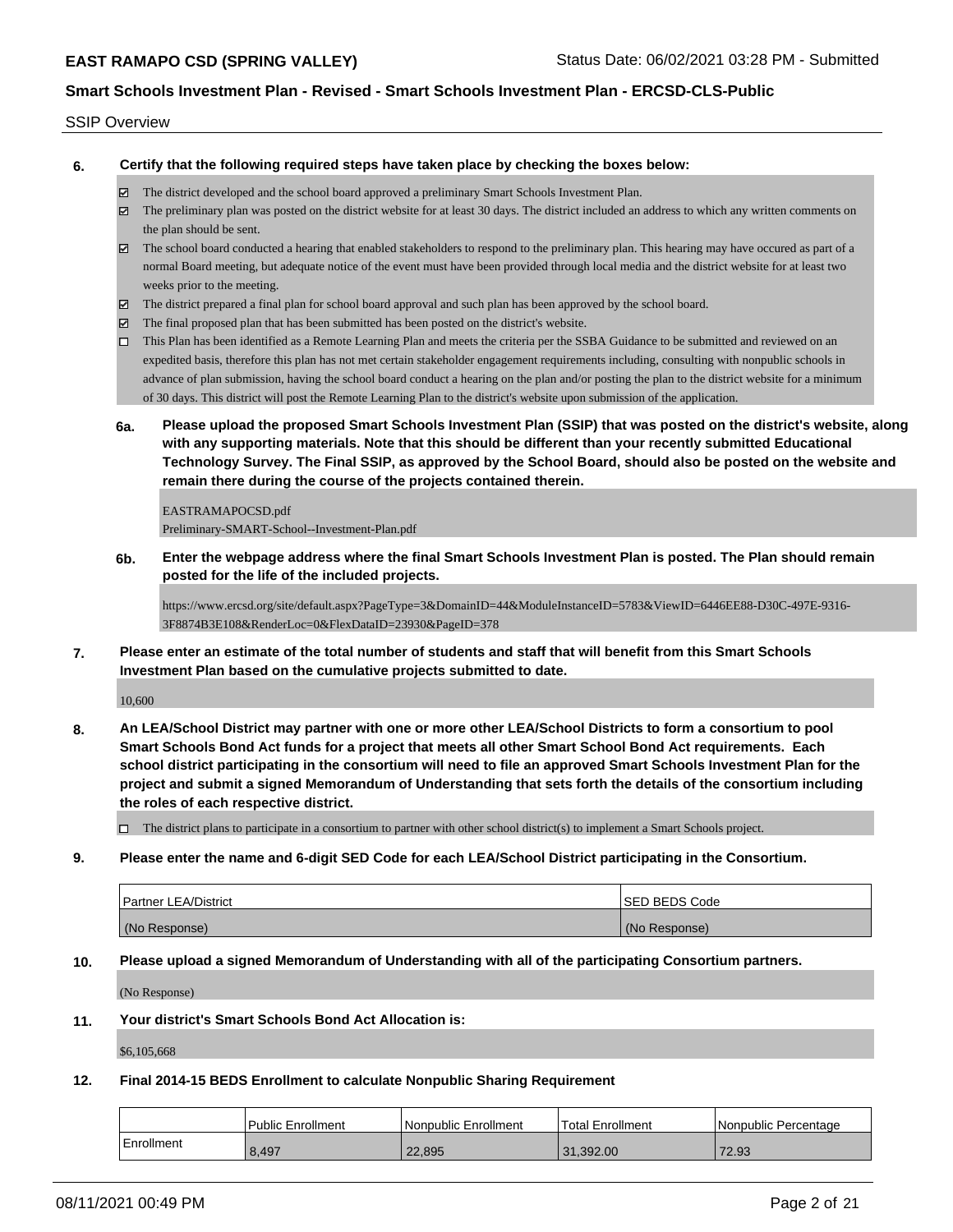SSIP Overview

**6. Certify that the following required steps have taken place by checking the boxes below:**

- ☑ The district developed and the school board approved a preliminary Smart Schools Investment Plan.
- ☑ The preliminary plan was posted on the district website for at least 30 days. The district included an address to which any written comments on the plan should be sent.
- ☑ The school board conducted a hearing that enabled stakeholders to respond to the preliminary plan. This hearing may have occured as part of a normal Board meeting, but adequate notice of the event must have been provided through local media and the district website for at least two weeks prior to the meeting.
- ☑ The district prepared a final plan for school board approval and such plan has been approved by the school board.
- ☑ The final proposed plan that has been submitted has been posted on the district's website.
- ☐ This Plan has been identified as a Remote Learning Plan and meets the criteria per the SSBA Guidance to be submitted and reviewed on an expedited basis, therefore this plan has not met certain stakeholder engagement requirements including, consulting with nonpublic schools in advance of plan submission, having the school board conduct a hearing on the plan and/or posting the plan to the district website for a minimum of 30 days. This district will post the Remote Learning Plan to the district's website upon submission of the application.

**6a. Please upload the proposed Smart Schools Investment Plan (SSIP) that was posted on the district's website, along with any supporting materials. Note that this should be different than your recently submitted Educational Technology Survey. The Final SSIP, as approved by the School Board, should also be posted on the website and remain there during the course of the projects contained therein.**

EASTRAMAPOCSD.pdf
Preliminary-SMART-School--Investment-Plan.pdf

**6b. Enter the webpage address where the final Smart Schools Investment Plan is posted. The Plan should remain posted for the life of the included projects.**

https://www.ercsd.org/site/default.aspx?PageType=3&DomainID=44&ModuleInstanceID=5783&ViewID=6446EE88-D30C-497E-9316-3F8874B3E108&RenderLoc=0&FlexDataID=23930&PageID=378

**7. Please enter an estimate of the total number of students and staff that will benefit from this Smart Schools Investment Plan based on the cumulative projects submitted to date.**

10,600

**8. An LEA/School District may partner with one or more other LEA/School Districts to form a consortium to pool Smart Schools Bond Act funds for a project that meets all other Smart School Bond Act requirements. Each school district participating in the consortium will need to file an approved Smart Schools Investment Plan for the project and submit a signed Memorandum of Understanding that sets forth the details of the consortium including the roles of each respective district.**

- ☐ The district plans to participate in a consortium to partner with other school district(s) to implement a Smart Schools project.

**9. Please enter the name and 6-digit SED Code for each LEA/School District participating in the Consortium.**

| Partner LEA/District | SED BEDS Code |
|---|---|
| (No Response) | (No Response) |

**10. Please upload a signed Memorandum of Understanding with all of the participating Consortium partners.**

(No Response)

**11. Your district's Smart Schools Bond Act Allocation is:**

$6,105,668

**12. Final 2014-15 BEDS Enrollment to calculate Nonpublic Sharing Requirement**

| | Public Enrollment | Nonpublic Enrollment | Total Enrollment | Nonpublic Percentage |
|---|---|---|---|---|
| Enrollment | 8,497 | 22,895 | 31,392.00 | 72.93 |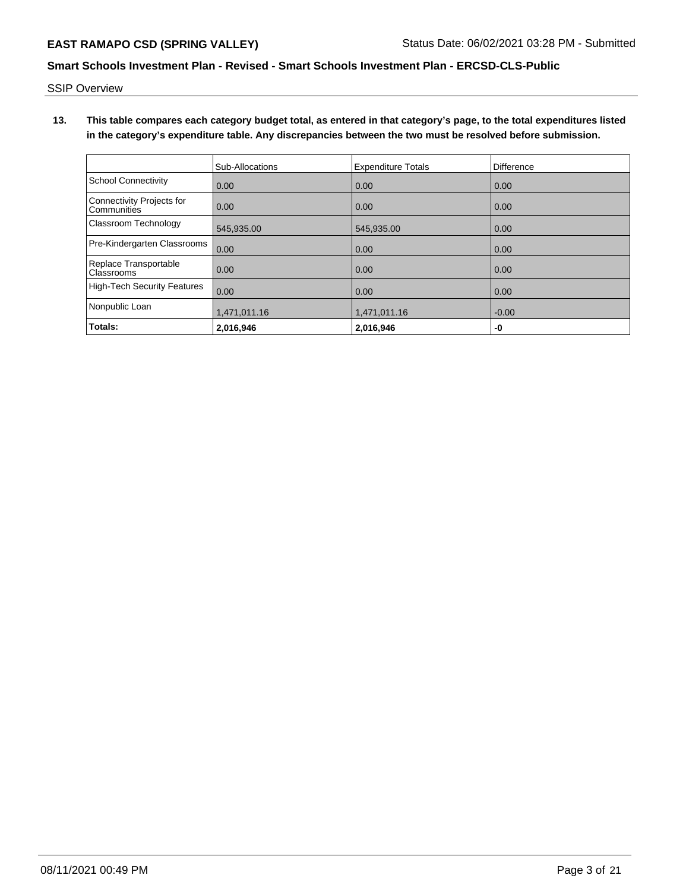SSIP Overview

**13. This table compares each category budget total, as entered in that category's page, to the total expenditures listed in the category's expenditure table. Any discrepancies between the two must be resolved before submission.**

| | Sub-Allocations | Expenditure Totals | Difference |
|---|---|---|---|
| School Connectivity | 0.00 | 0.00 | 0.00 |
| Connectivity Projects for Communities | 0.00 | 0.00 | 0.00 |
| Classroom Technology | 545,935.00 | 545,935.00 | 0.00 |
| Pre-Kindergarten Classrooms | 0.00 | 0.00 | 0.00 |
| Replace Transportable Classrooms | 0.00 | 0.00 | 0.00 |
| High-Tech Security Features | 0.00 | 0.00 | 0.00 |
| Nonpublic Loan | 1,471,011.16 | 1,471,011.16 | -0.00 |
| **Totals:** | **2,016,946** | **2,016,946** | **-0** |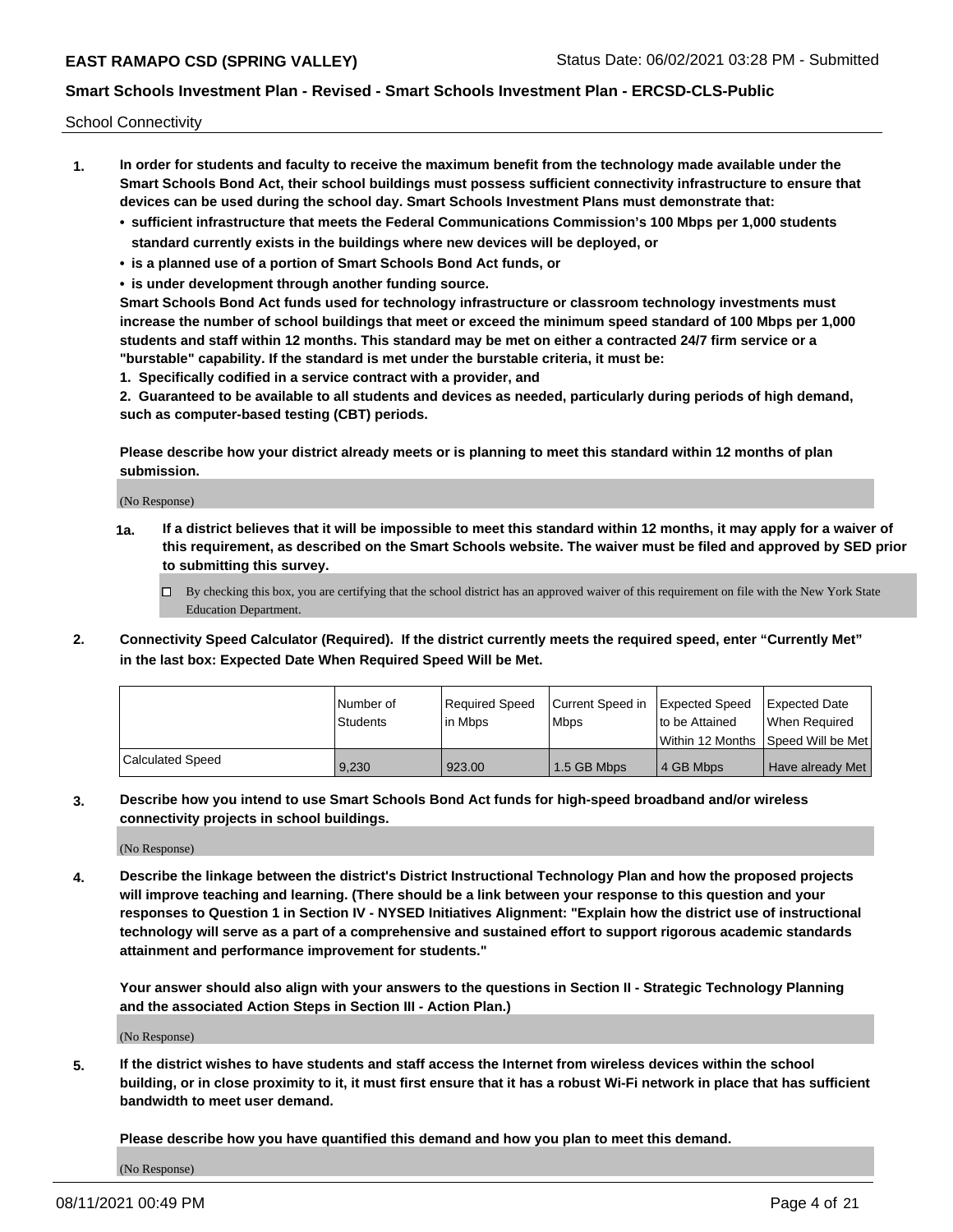School Connectivity

1. **In order for students and faculty to receive the maximum benefit from the technology made available under the Smart Schools Bond Act, their school buildings must possess sufficient connectivity infrastructure to ensure that devices can be used during the school day. Smart Schools Investment Plans must demonstrate that:**
   - **sufficient infrastructure that meets the Federal Communications Commission's 100 Mbps per 1,000 students standard currently exists in the buildings where new devices will be deployed, or**
   - **is a planned use of a portion of Smart Schools Bond Act funds, or**
   - **is under development through another funding source.**

   **Smart Schools Bond Act funds used for technology infrastructure or classroom technology investments must increase the number of school buildings that meet or exceed the minimum speed standard of 100 Mbps per 1,000 students and staff within 12 months. This standard may be met on either a contracted 24/7 firm service or a "burstable" capability. If the standard is met under the burstable criteria, it must be:**

   **1. Specifically codified in a service contract with a provider, and**

   **2. Guaranteed to be available to all students and devices as needed, particularly during periods of high demand, such as computer-based testing (CBT) periods.**

   **Please describe how your district already meets or is planning to meet this standard within 12 months of plan submission.**

   (No Response)

   **1a. If a district believes that it will be impossible to meet this standard within 12 months, it may apply for a waiver of this requirement, as described on the Smart Schools website. The waiver must be filed and approved by SED prior to submitting this survey.**

   ☐ By checking this box, you are certifying that the school district has an approved waiver of this requirement on file with the New York State Education Department.

2. **Connectivity Speed Calculator (Required). If the district currently meets the required speed, enter "Currently Met" in the last box: Expected Date When Required Speed Will be Met.**

|  | Number of Students | Required Speed in Mbps | Current Speed in Mbps | Expected Speed to be Attained Within 12 Months | Expected Date When Required Speed Will be Met |
|---|---|---|---|---|---|
| Calculated Speed | 9,230 | 923.00 | 1.5 GB Mbps | 4 GB Mbps | Have already Met |

3. **Describe how you intend to use Smart Schools Bond Act funds for high-speed broadband and/or wireless connectivity projects in school buildings.**

   (No Response)

4. **Describe the linkage between the district's District Instructional Technology Plan and how the proposed projects will improve teaching and learning. (There should be a link between your response to this question and your responses to Question 1 in Section IV - NYSED Initiatives Alignment: "Explain how the district use of instructional technology will serve as a part of a comprehensive and sustained effort to support rigorous academic standards attainment and performance improvement for students."**

   **Your answer should also align with your answers to the questions in Section II - Strategic Technology Planning and the associated Action Steps in Section III - Action Plan.)**

   (No Response)

5. **If the district wishes to have students and staff access the Internet from wireless devices within the school building, or in close proximity to it, it must first ensure that it has a robust Wi-Fi network in place that has sufficient bandwidth to meet user demand.**

   **Please describe how you have quantified this demand and how you plan to meet this demand.**

   (No Response)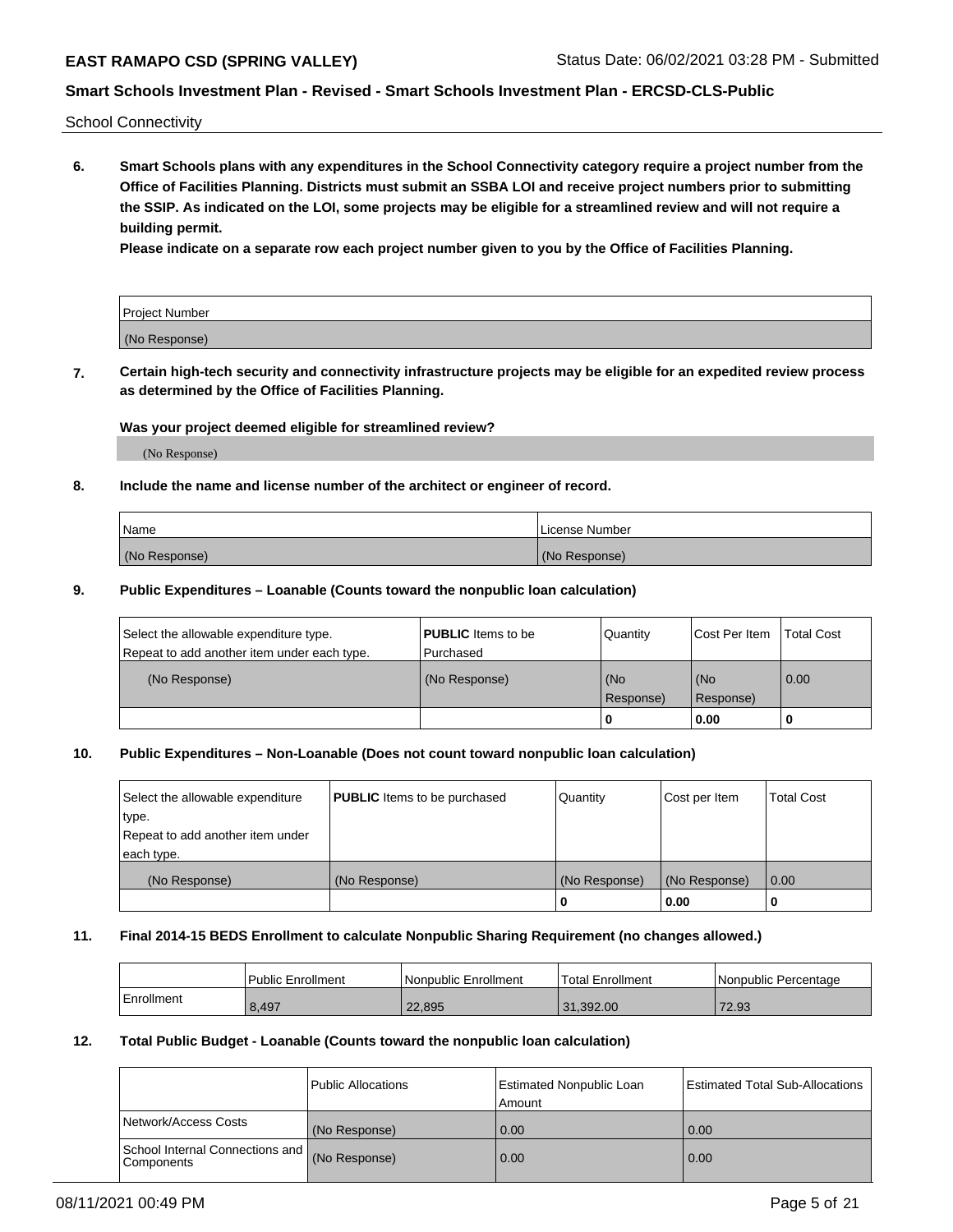School Connectivity

**6. Smart Schools plans with any expenditures in the School Connectivity category require a project number from the Office of Facilities Planning. Districts must submit an SSBA LOI and receive project numbers prior to submitting the SSIP. As indicated on the LOI, some projects may be eligible for a streamlined review and will not require a building permit.**

**Please indicate on a separate row each project number given to you by the Office of Facilities Planning.**

| Project Number |
|---|
| (No Response) |

**7. Certain high-tech security and connectivity infrastructure projects may be eligible for an expedited review process as determined by the Office of Facilities Planning.**

**Was your project deemed eligible for streamlined review?**

(No Response)

**8. Include the name and license number of the architect or engineer of record.**

| Name | License Number |
|---|---|
| (No Response) | (No Response) |

**9. Public Expenditures – Loanable (Counts toward the nonpublic loan calculation)**

| Select the allowable expenditure type. Repeat to add another item under each type. | **PUBLIC** Items to be Purchased | Quantity | Cost Per Item | Total Cost |
|---|---|---|---|---|
| (No Response) | (No Response) | (No Response) | (No Response) | 0.00 |
| | | 0 | 0.00 | 0 |

**10. Public Expenditures – Non-Loanable (Does not count toward nonpublic loan calculation)**

| Select the allowable expenditure type. Repeat to add another item under each type. | **PUBLIC** Items to be purchased | Quantity | Cost per Item | Total Cost |
|---|---|---|---|---|
| (No Response) | (No Response) | (No Response) | (No Response) | 0.00 |
| | | 0 | 0.00 | 0 |

**11. Final 2014-15 BEDS Enrollment to calculate Nonpublic Sharing Requirement (no changes allowed.)**

| | Public Enrollment | Nonpublic Enrollment | Total Enrollment | Nonpublic Percentage |
|---|---|---|---|---|
| Enrollment | 8,497 | 22,895 | 31,392.00 | 72.93 |

**12. Total Public Budget - Loanable (Counts toward the nonpublic loan calculation)**

| | Public Allocations | Estimated Nonpublic Loan Amount | Estimated Total Sub-Allocations |
|---|---|---|---|
| Network/Access Costs | (No Response) | 0.00 | 0.00 |
| School Internal Connections and Components | (No Response) | 0.00 | 0.00 |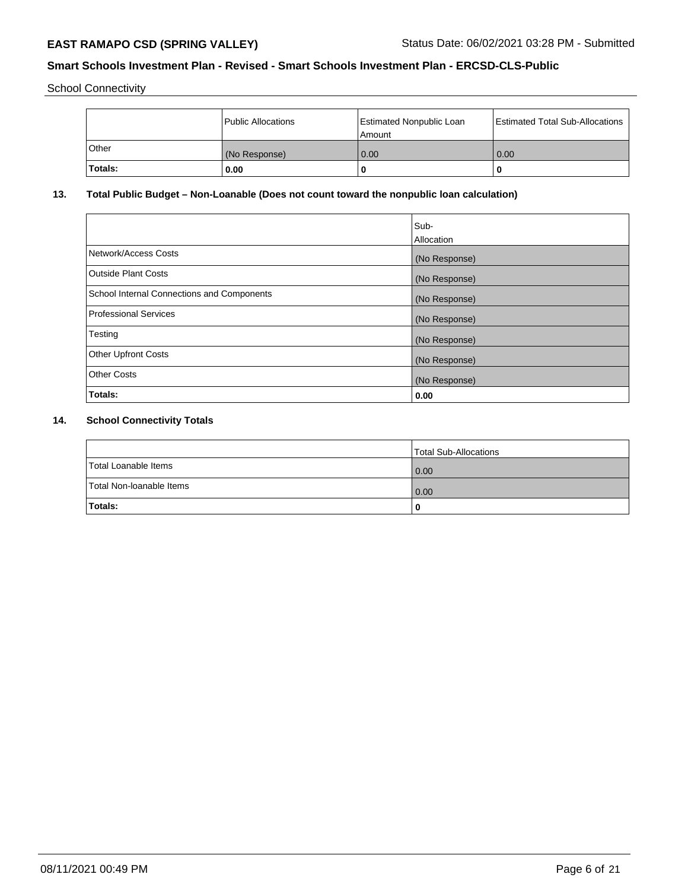School Connectivity

|  | Public Allocations | Estimated Nonpublic Loan Amount | Estimated Total Sub-Allocations |
| --- | --- | --- | --- |
| Other | (No Response) | 0.00 | 0.00 |
| **Totals:** | **0.00** | **0** | **0** |

## 13. Total Public Budget – Non-Loanable (Does not count toward the nonpublic loan calculation)

|  | Sub-Allocation |
| --- | --- |
| Network/Access Costs | (No Response) |
| Outside Plant Costs | (No Response) |
| School Internal Connections and Components | (No Response) |
| Professional Services | (No Response) |
| Testing | (No Response) |
| Other Upfront Costs | (No Response) |
| Other Costs | (No Response) |
| **Totals:** | **0.00** |

## 14. School Connectivity Totals

|  | Total Sub-Allocations |
| --- | --- |
| Total Loanable Items | 0.00 |
| Total Non-loanable Items | 0.00 |
| **Totals:** | **0** |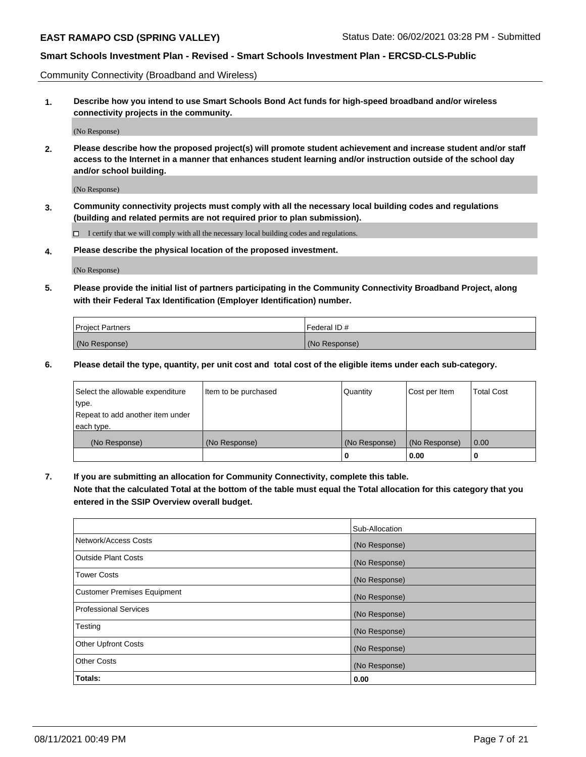Community Connectivity (Broadband and Wireless)

**1. Describe how you intend to use Smart Schools Bond Act funds for high-speed broadband and/or wireless connectivity projects in the community.**

(No Response)

**2. Please describe how the proposed project(s) will promote student achievement and increase student and/or staff access to the Internet in a manner that enhances student learning and/or instruction outside of the school day and/or school building.**

(No Response)

**3. Community connectivity projects must comply with all the necessary local building codes and regulations (building and related permits are not required prior to plan submission).**

☐ I certify that we will comply with all the necessary local building codes and regulations.

**4. Please describe the physical location of the proposed investment.**

(No Response)

**5. Please provide the initial list of partners participating in the Community Connectivity Broadband Project, along with their Federal Tax Identification (Employer Identification) number.**

| Project Partners | Federal ID # |
|---|---|
| (No Response) | (No Response) |

**6. Please detail the type, quantity, per unit cost and total cost of the eligible items under each sub-category.**

| Select the allowable expenditure type. Repeat to add another item under each type. | Item to be purchased | Quantity | Cost per Item | Total Cost |
|---|---|---|---|---|
| (No Response) | (No Response) | (No Response) | (No Response) | 0.00 |
| | | **0** | **0.00** | **0** |

**7. If you are submitting an allocation for Community Connectivity, complete this table. Note that the calculated Total at the bottom of the table must equal the Total allocation for this category that you entered in the SSIP Overview overall budget.**

| | Sub-Allocation |
|---|---|
| Network/Access Costs | (No Response) |
| Outside Plant Costs | (No Response) |
| Tower Costs | (No Response) |
| Customer Premises Equipment | (No Response) |
| Professional Services | (No Response) |
| Testing | (No Response) |
| Other Upfront Costs | (No Response) |
| Other Costs | (No Response) |
| **Totals:** | **0.00** |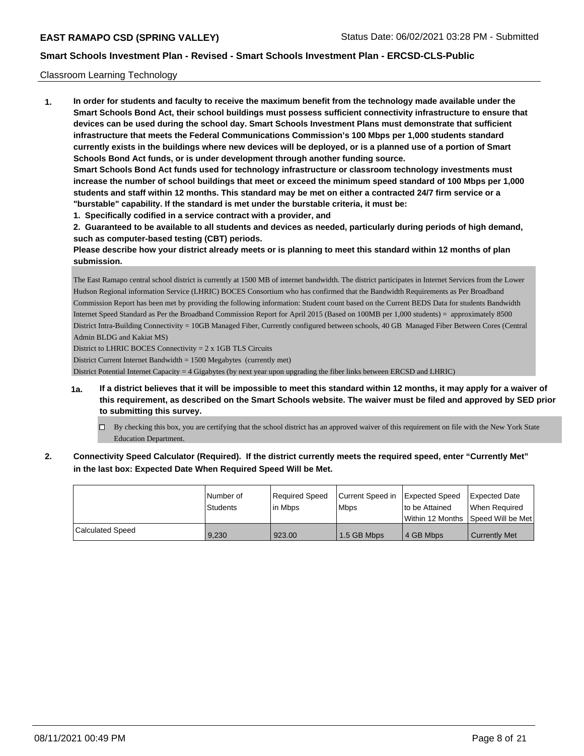Classroom Learning Technology

**1. In order for students and faculty to receive the maximum benefit from the technology made available under the Smart Schools Bond Act, their school buildings must possess sufficient connectivity infrastructure to ensure that devices can be used during the school day. Smart Schools Investment Plans must demonstrate that sufficient infrastructure that meets the Federal Communications Commission's 100 Mbps per 1,000 students standard currently exists in the buildings where new devices will be deployed, or is a planned use of a portion of Smart Schools Bond Act funds, or is under development through another funding source.**

**Smart Schools Bond Act funds used for technology infrastructure or classroom technology investments must increase the number of school buildings that meet or exceed the minimum speed standard of 100 Mbps per 1,000 students and staff within 12 months. This standard may be met on either a contracted 24/7 firm service or a "burstable" capability. If the standard is met under the burstable criteria, it must be:**

**1. Specifically codified in a service contract with a provider, and**

**2. Guaranteed to be available to all students and devices as needed, particularly during periods of high demand, such as computer-based testing (CBT) periods.**

**Please describe how your district already meets or is planning to meet this standard within 12 months of plan submission.**

The East Ramapo central school district is currently at 1500 MB of internet bandwidth. The district participates in Internet Services from the Lower Hudson Regional information Service (LHRIC) BOCES Consortium who has confirmed that the Bandwidth Requirements as Per Broadband Commission Report has been met by providing the following information: Student count based on the Current BEDS Data for students Bandwidth Internet Speed Standard as Per the Broadband Commission Report for April 2015 (Based on 100MB per 1,000 students) = approximately 8500 District Intra-Building Connectivity = 10GB Managed Fiber, Currently configured between schools, 40 GB Managed Fiber Between Cores (Central Admin BLDG and Kakiat MS)

District to LHRIC BOCES Connectivity = 2 x 1GB TLS Circuits

District Current Internet Bandwidth = 1500 Megabytes (currently met)

District Potential Internet Capacity = 4 Gigabytes (by next year upon upgrading the fiber links between ERCSD and LHRIC)

**1a. If a district believes that it will be impossible to meet this standard within 12 months, it may apply for a waiver of this requirement, as described on the Smart Schools website. The waiver must be filed and approved by SED prior to submitting this survey.**

- [ ] By checking this box, you are certifying that the school district has an approved waiver of this requirement on file with the New York State Education Department.

**2. Connectivity Speed Calculator (Required). If the district currently meets the required speed, enter "Currently Met" in the last box: Expected Date When Required Speed Will be Met.**

| | Number of Students | Required Speed in Mbps | Current Speed in Mbps | Expected Speed to be Attained Within 12 Months | Expected Date When Required Speed Will be Met |
|---|---|---|---|---|---|
| Calculated Speed | 9,230 | 923.00 | 1.5 GB Mbps | 4 GB Mbps | Currently Met |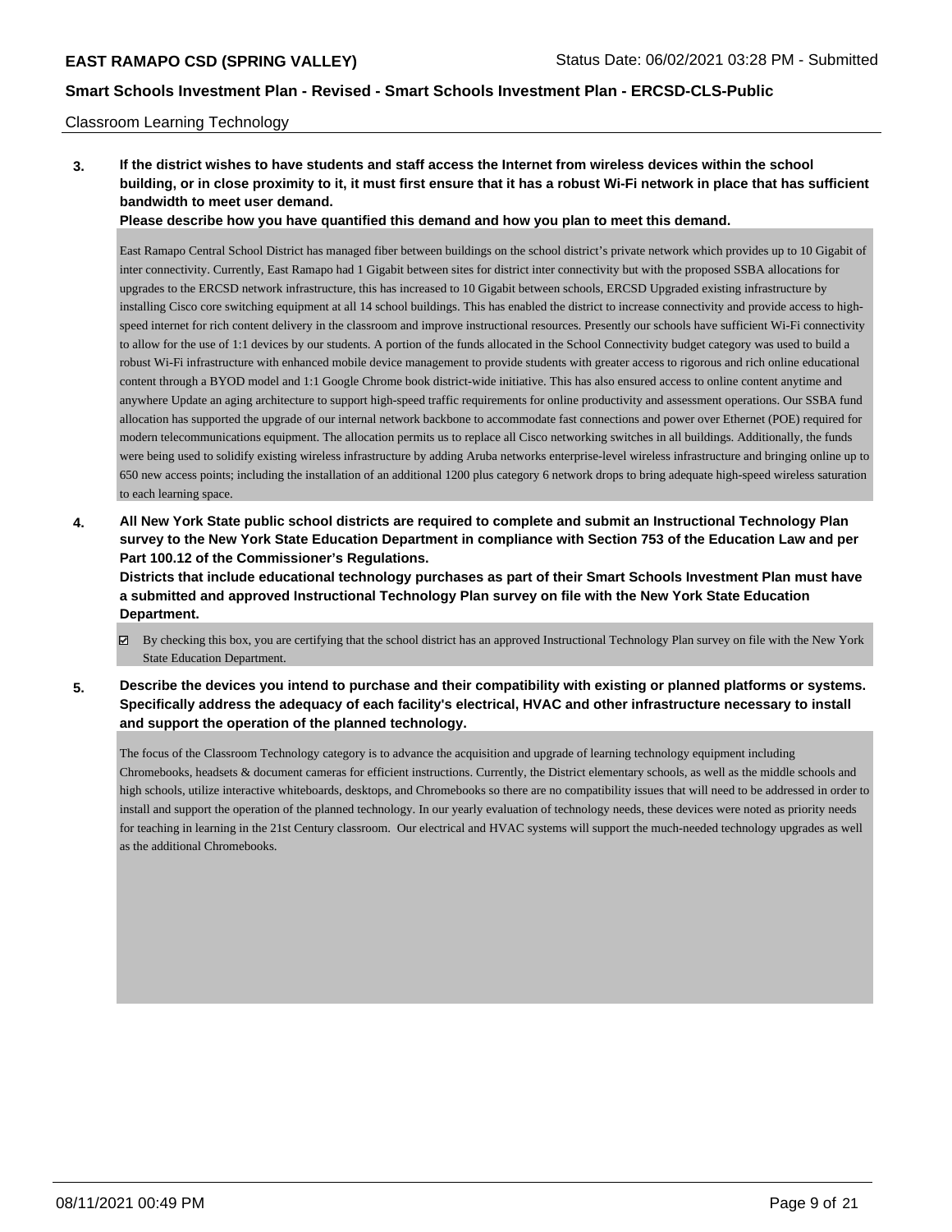Classroom Learning Technology

**3. If the district wishes to have students and staff access the Internet from wireless devices within the school building, or in close proximity to it, it must first ensure that it has a robust Wi-Fi network in place that has sufficient bandwidth to meet user demand.**

**Please describe how you have quantified this demand and how you plan to meet this demand.**

East Ramapo Central School District has managed fiber between buildings on the school district's private network which provides up to 10 Gigabit of inter connectivity. Currently, East Ramapo had 1 Gigabit between sites for district inter connectivity but with the proposed SSBA allocations for upgrades to the ERCSD network infrastructure, this has increased to 10 Gigabit between schools, ERCSD Upgraded existing infrastructure by installing Cisco core switching equipment at all 14 school buildings. This has enabled the district to increase connectivity and provide access to high-speed internet for rich content delivery in the classroom and improve instructional resources. Presently our schools have sufficient Wi-Fi connectivity to allow for the use of 1:1 devices by our students. A portion of the funds allocated in the School Connectivity budget category was used to build a robust Wi-Fi infrastructure with enhanced mobile device management to provide students with greater access to rigorous and rich online educational content through a BYOD model and 1:1 Google Chrome book district-wide initiative. This has also ensured access to online content anytime and anywhere Update an aging architecture to support high-speed traffic requirements for online productivity and assessment operations. Our SSBA fund allocation has supported the upgrade of our internal network backbone to accommodate fast connections and power over Ethernet (POE) required for modern telecommunications equipment. The allocation permits us to replace all Cisco networking switches in all buildings. Additionally, the funds were being used to solidify existing wireless infrastructure by adding Aruba networks enterprise-level wireless infrastructure and bringing online up to 650 new access points; including the installation of an additional 1200 plus category 6 network drops to bring adequate high-speed wireless saturation to each learning space.

**4. All New York State public school districts are required to complete and submit an Instructional Technology Plan survey to the New York State Education Department in compliance with Section 753 of the Education Law and per Part 100.12 of the Commissioner's Regulations.**

**Districts that include educational technology purchases as part of their Smart Schools Investment Plan must have a submitted and approved Instructional Technology Plan survey on file with the New York State Education Department.**

☑ By checking this box, you are certifying that the school district has an approved Instructional Technology Plan survey on file with the New York State Education Department.

**5. Describe the devices you intend to purchase and their compatibility with existing or planned platforms or systems. Specifically address the adequacy of each facility's electrical, HVAC and other infrastructure necessary to install and support the operation of the planned technology.**

The focus of the Classroom Technology category is to advance the acquisition and upgrade of learning technology equipment including Chromebooks, headsets & document cameras for efficient instructions. Currently, the District elementary schools, as well as the middle schools and high schools, utilize interactive whiteboards, desktops, and Chromebooks so there are no compatibility issues that will need to be addressed in order to install and support the operation of the planned technology. In our yearly evaluation of technology needs, these devices were noted as priority needs for teaching in learning in the 21st Century classroom. Our electrical and HVAC systems will support the much-needed technology upgrades as well as the additional Chromebooks.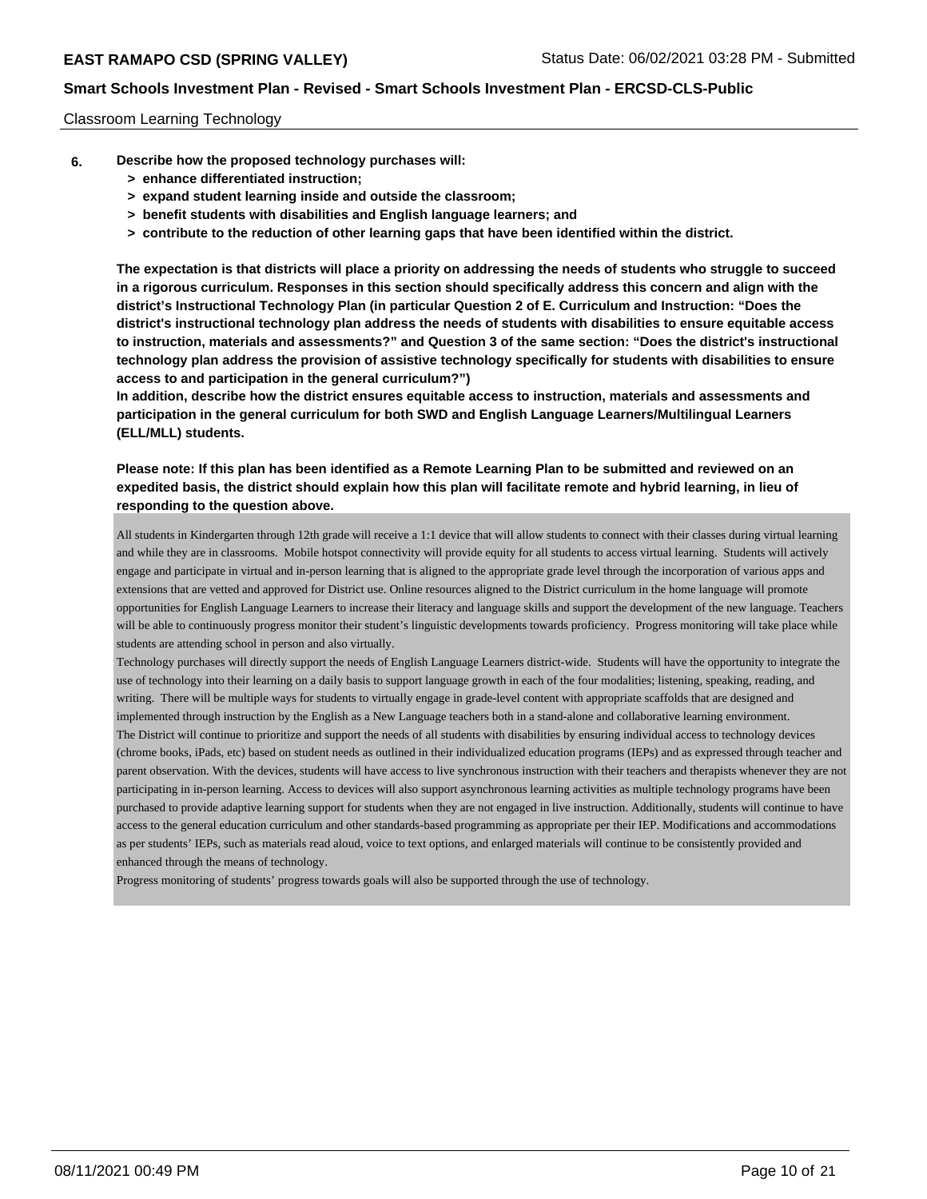Classroom Learning Technology

**6. Describe how the proposed technology purchases will:**

- **> enhance differentiated instruction;**
- **> expand student learning inside and outside the classroom;**
- **> benefit students with disabilities and English language learners; and**
- **> contribute to the reduction of other learning gaps that have been identified within the district.**

**The expectation is that districts will place a priority on addressing the needs of students who struggle to succeed in a rigorous curriculum. Responses in this section should specifically address this concern and align with the district's Instructional Technology Plan (in particular Question 2 of E. Curriculum and Instruction: "Does the district's instructional technology plan address the needs of students with disabilities to ensure equitable access to instruction, materials and assessments?" and Question 3 of the same section: "Does the district's instructional technology plan address the provision of assistive technology specifically for students with disabilities to ensure access to and participation in the general curriculum?")**

**In addition, describe how the district ensures equitable access to instruction, materials and assessments and participation in the general curriculum for both SWD and English Language Learners/Multilingual Learners (ELL/MLL) students.**

**Please note: If this plan has been identified as a Remote Learning Plan to be submitted and reviewed on an expedited basis, the district should explain how this plan will facilitate remote and hybrid learning, in lieu of responding to the question above.**

All students in Kindergarten through 12th grade will receive a 1:1 device that will allow students to connect with their classes during virtual learning and while they are in classrooms. Mobile hotspot connectivity will provide equity for all students to access virtual learning. Students will actively engage and participate in virtual and in-person learning that is aligned to the appropriate grade level through the incorporation of various apps and extensions that are vetted and approved for District use. Online resources aligned to the District curriculum in the home language will promote opportunities for English Language Learners to increase their literacy and language skills and support the development of the new language. Teachers will be able to continuously progress monitor their student's linguistic developments towards proficiency. Progress monitoring will take place while students are attending school in person and also virtually.

Technology purchases will directly support the needs of English Language Learners district-wide. Students will have the opportunity to integrate the use of technology into their learning on a daily basis to support language growth in each of the four modalities; listening, speaking, reading, and writing. There will be multiple ways for students to virtually engage in grade-level content with appropriate scaffolds that are designed and implemented through instruction by the English as a New Language teachers both in a stand-alone and collaborative learning environment.

The District will continue to prioritize and support the needs of all students with disabilities by ensuring individual access to technology devices (chrome books, iPads, etc) based on student needs as outlined in their individualized education programs (IEPs) and as expressed through teacher and parent observation. With the devices, students will have access to live synchronous instruction with their teachers and therapists whenever they are not participating in in-person learning. Access to devices will also support asynchronous learning activities as multiple technology programs have been purchased to provide adaptive learning support for students when they are not engaged in live instruction. Additionally, students will continue to have access to the general education curriculum and other standards-based programming as appropriate per their IEP. Modifications and accommodations as per students' IEPs, such as materials read aloud, voice to text options, and enlarged materials will continue to be consistently provided and enhanced through the means of technology.

Progress monitoring of students' progress towards goals will also be supported through the use of technology.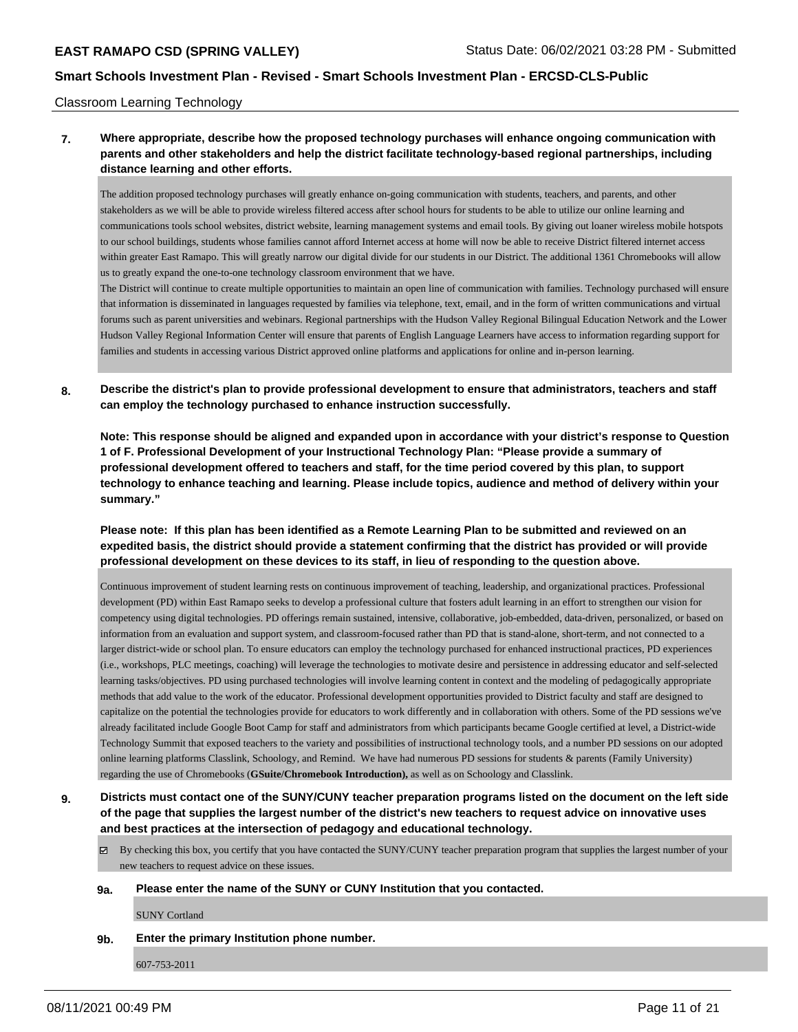Classroom Learning Technology

**7. Where appropriate, describe how the proposed technology purchases will enhance ongoing communication with parents and other stakeholders and help the district facilitate technology-based regional partnerships, including distance learning and other efforts.**

The addition proposed technology purchases will greatly enhance on-going communication with students, teachers, and parents, and other stakeholders as we will be able to provide wireless filtered access after school hours for students to be able to utilize our online learning and communications tools school websites, district website, learning management systems and email tools. By giving out loaner wireless mobile hotspots to our school buildings, students whose families cannot afford Internet access at home will now be able to receive District filtered internet access within greater East Ramapo. This will greatly narrow our digital divide for our students in our District. The additional 1361 Chromebooks will allow us to greatly expand the one-to-one technology classroom environment that we have.

The District will continue to create multiple opportunities to maintain an open line of communication with families. Technology purchased will ensure that information is disseminated in languages requested by families via telephone, text, email, and in the form of written communications and virtual forums such as parent universities and webinars. Regional partnerships with the Hudson Valley Regional Bilingual Education Network and the Lower Hudson Valley Regional Information Center will ensure that parents of English Language Learners have access to information regarding support for families and students in accessing various District approved online platforms and applications for online and in-person learning.

**8. Describe the district's plan to provide professional development to ensure that administrators, teachers and staff can employ the technology purchased to enhance instruction successfully.**

**Note: This response should be aligned and expanded upon in accordance with your district's response to Question 1 of F. Professional Development of your Instructional Technology Plan: "Please provide a summary of professional development offered to teachers and staff, for the time period covered by this plan, to support technology to enhance teaching and learning. Please include topics, audience and method of delivery within your summary."**

**Please note: If this plan has been identified as a Remote Learning Plan to be submitted and reviewed on an expedited basis, the district should provide a statement confirming that the district has provided or will provide professional development on these devices to its staff, in lieu of responding to the question above.**

Continuous improvement of student learning rests on continuous improvement of teaching, leadership, and organizational practices. Professional development (PD) within East Ramapo seeks to develop a professional culture that fosters adult learning in an effort to strengthen our vision for competency using digital technologies. PD offerings remain sustained, intensive, collaborative, job-embedded, data-driven, personalized, or based on information from an evaluation and support system, and classroom-focused rather than PD that is stand-alone, short-term, and not connected to a larger district-wide or school plan. To ensure educators can employ the technology purchased for enhanced instructional practices, PD experiences (i.e., workshops, PLC meetings, coaching) will leverage the technologies to motivate desire and persistence in addressing educator and self-selected learning tasks/objectives. PD using purchased technologies will involve learning content in context and the modeling of pedagogically appropriate methods that add value to the work of the educator. Professional development opportunities provided to District faculty and staff are designed to capitalize on the potential the technologies provide for educators to work differently and in collaboration with others. Some of the PD sessions we've already facilitated include Google Boot Camp for staff and administrators from which participants became Google certified at level, a District-wide Technology Summit that exposed teachers to the variety and possibilities of instructional technology tools, and a number PD sessions on our adopted online learning platforms Classlink, Schoology, and Remind. We have had numerous PD sessions for students & parents (Family University) regarding the use of Chromebooks (**GSuite/Chromebook Introduction),** as well as on Schoology and Classlink.

**9. Districts must contact one of the SUNY/CUNY teacher preparation programs listed on the document on the left side of the page that supplies the largest number of the district's new teachers to request advice on innovative uses and best practices at the intersection of pedagogy and educational technology.**

☑ By checking this box, you certify that you have contacted the SUNY/CUNY teacher preparation program that supplies the largest number of your new teachers to request advice on these issues.

**9a. Please enter the name of the SUNY or CUNY Institution that you contacted.**

SUNY Cortland

**9b. Enter the primary Institution phone number.**

607-753-2011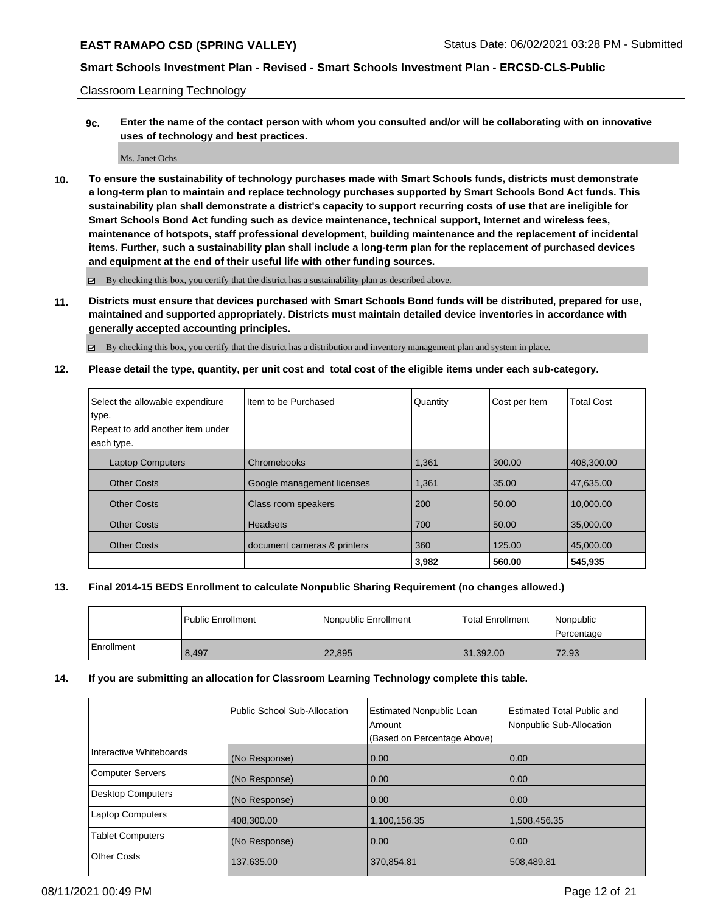Classroom Learning Technology

**9c. Enter the name of the contact person with whom you consulted and/or will be collaborating with on innovative uses of technology and best practices.**

Ms. Janet Ochs

**10. To ensure the sustainability of technology purchases made with Smart Schools funds, districts must demonstrate a long-term plan to maintain and replace technology purchases supported by Smart Schools Bond Act funds. This sustainability plan shall demonstrate a district's capacity to support recurring costs of use that are ineligible for Smart Schools Bond Act funding such as device maintenance, technical support, Internet and wireless fees, maintenance of hotspots, staff professional development, building maintenance and the replacement of incidental items. Further, such a sustainability plan shall include a long-term plan for the replacement of purchased devices and equipment at the end of their useful life with other funding sources.**

☑ By checking this box, you certify that the district has a sustainability plan as described above.

**11. Districts must ensure that devices purchased with Smart Schools Bond funds will be distributed, prepared for use, maintained and supported appropriately. Districts must maintain detailed device inventories in accordance with generally accepted accounting principles.**

☑ By checking this box, you certify that the district has a distribution and inventory management plan and system in place.

**12. Please detail the type, quantity, per unit cost and total cost of the eligible items under each sub-category.**

| Select the allowable expenditure type. Repeat to add another item under each type. | Item to be Purchased | Quantity | Cost per Item | Total Cost |
|---|---|---|---|---|
| Laptop Computers | Chromebooks | 1,361 | 300.00 | 408,300.00 |
| Other Costs | Google management licenses | 1,361 | 35.00 | 47,635.00 |
| Other Costs | Class room speakers | 200 | 50.00 | 10,000.00 |
| Other Costs | Headsets | 700 | 50.00 | 35,000.00 |
| Other Costs | document cameras & printers | 360 | 125.00 | 45,000.00 |
| | | **3,982** | **560.00** | **545,935** |

**13. Final 2014-15 BEDS Enrollment to calculate Nonpublic Sharing Requirement (no changes allowed.)**

| | Public Enrollment | Nonpublic Enrollment | Total Enrollment | Nonpublic Percentage |
|---|---|---|---|---|
| Enrollment | 8,497 | 22,895 | 31,392.00 | 72.93 |

**14. If you are submitting an allocation for Classroom Learning Technology complete this table.**

| | Public School Sub-Allocation | Estimated Nonpublic Loan Amount (Based on Percentage Above) | Estimated Total Public and Nonpublic Sub-Allocation |
|---|---|---|---|
| Interactive Whiteboards | (No Response) | 0.00 | 0.00 |
| Computer Servers | (No Response) | 0.00 | 0.00 |
| Desktop Computers | (No Response) | 0.00 | 0.00 |
| Laptop Computers | 408,300.00 | 1,100,156.35 | 1,508,456.35 |
| Tablet Computers | (No Response) | 0.00 | 0.00 |
| Other Costs | 137,635.00 | 370,854.81 | 508,489.81 |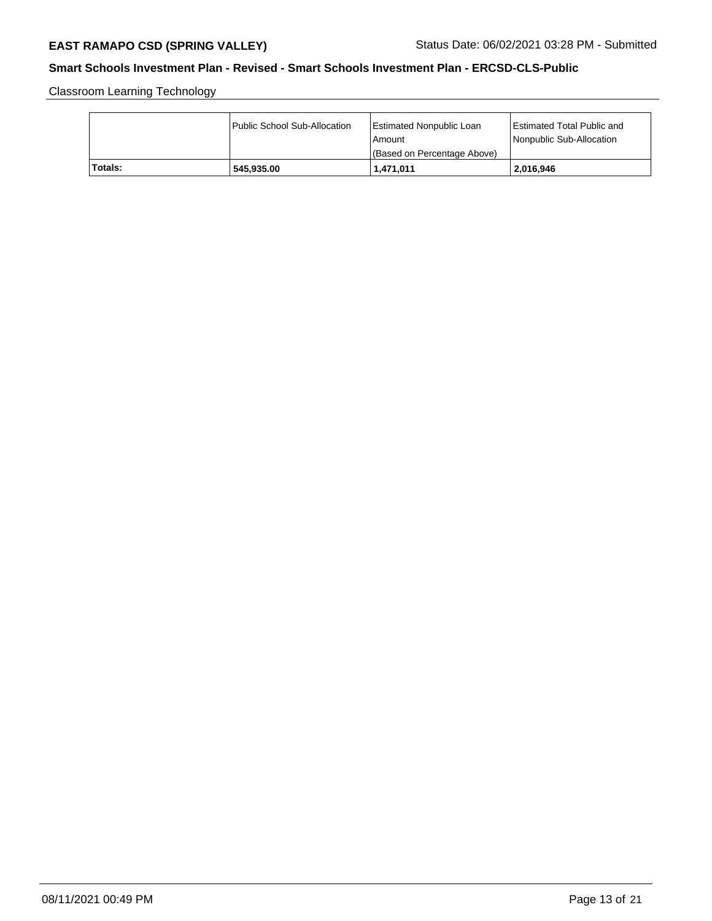Classroom Learning Technology

| | Public School Sub-Allocation | Estimated Nonpublic Loan Amount (Based on Percentage Above) | Estimated Total Public and Nonpublic Sub-Allocation |
|---|---|---|---|
| **Totals:** | **545,935.00** | **1,471,011** | **2,016,946** |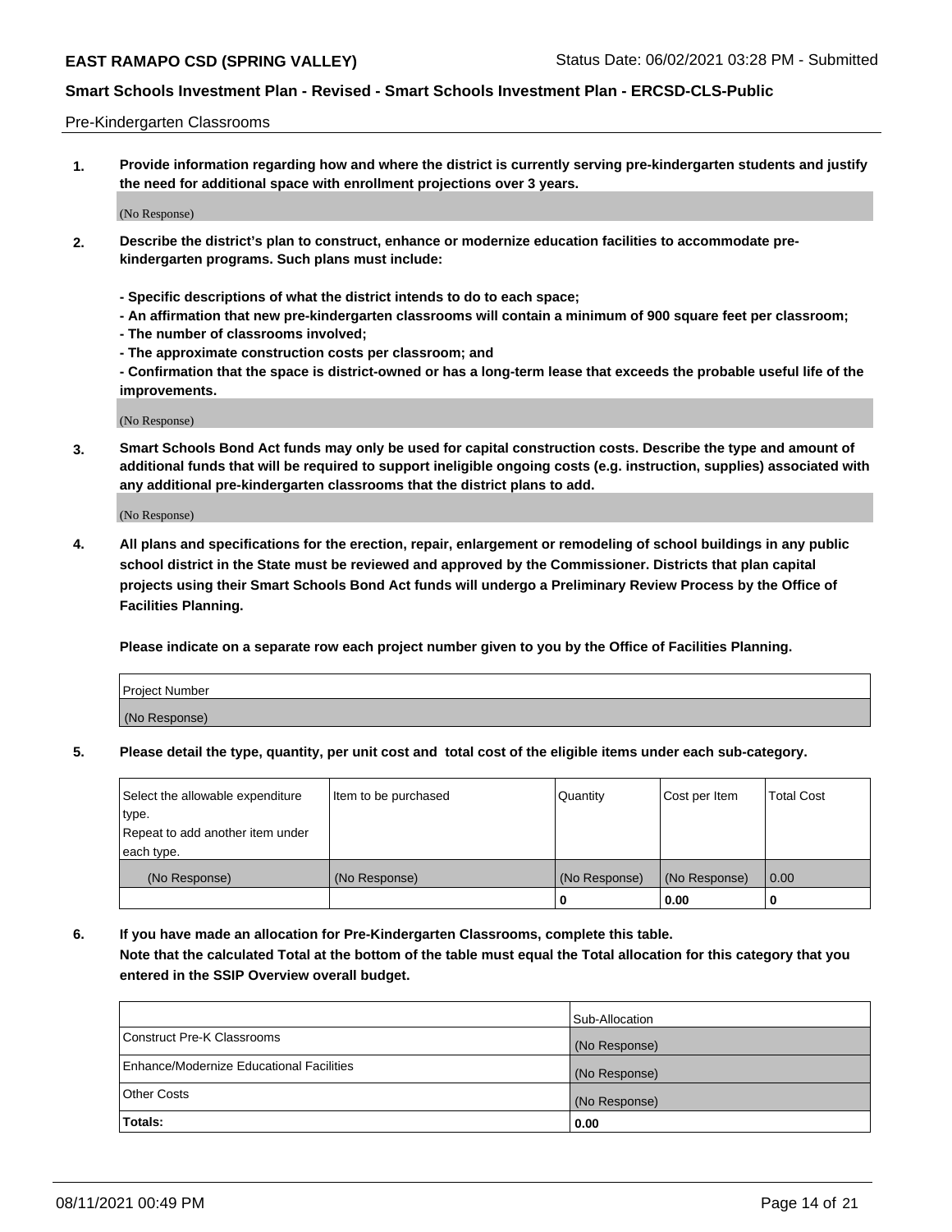Pre-Kindergarten Classrooms

**1. Provide information regarding how and where the district is currently serving pre-kindergarten students and justify the need for additional space with enrollment projections over 3 years.**

(No Response)

**2. Describe the district's plan to construct, enhance or modernize education facilities to accommodate pre-kindergarten programs. Such plans must include:**

**- Specific descriptions of what the district intends to do to each space;**
**- An affirmation that new pre-kindergarten classrooms will contain a minimum of 900 square feet per classroom;**
**- The number of classrooms involved;**
**- The approximate construction costs per classroom; and**
**- Confirmation that the space is district-owned or has a long-term lease that exceeds the probable useful life of the improvements.**

(No Response)

**3. Smart Schools Bond Act funds may only be used for capital construction costs. Describe the type and amount of additional funds that will be required to support ineligible ongoing costs (e.g. instruction, supplies) associated with any additional pre-kindergarten classrooms that the district plans to add.**

(No Response)

**4. All plans and specifications for the erection, repair, enlargement or remodeling of school buildings in any public school district in the State must be reviewed and approved by the Commissioner. Districts that plan capital projects using their Smart Schools Bond Act funds will undergo a Preliminary Review Process by the Office of Facilities Planning.**

**Please indicate on a separate row each project number given to you by the Office of Facilities Planning.**

| Project Number |
|---|
| (No Response) |

**5. Please detail the type, quantity, per unit cost and total cost of the eligible items under each sub-category.**

| Select the allowable expenditure type. Repeat to add another item under each type. | Item to be purchased | Quantity | Cost per Item | Total Cost |
|---|---|---|---|---|
| (No Response) | (No Response) | (No Response) | (No Response) | 0.00 |
| | | 0 | 0.00 | 0 |

**6. If you have made an allocation for Pre-Kindergarten Classrooms, complete this table. Note that the calculated Total at the bottom of the table must equal the Total allocation for this category that you entered in the SSIP Overview overall budget.**

| | Sub-Allocation |
|---|---|
| Construct Pre-K Classrooms | (No Response) |
| Enhance/Modernize Educational Facilities | (No Response) |
| Other Costs | (No Response) |
| **Totals:** | **0.00** |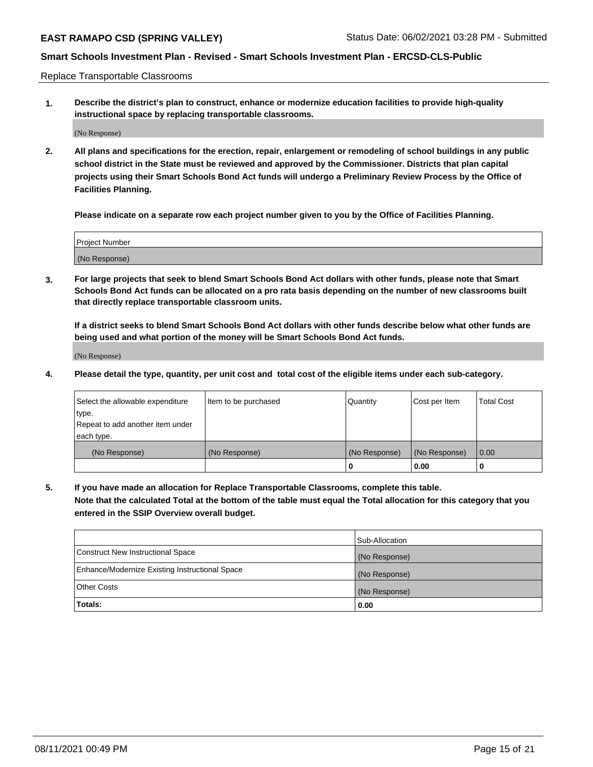Replace Transportable Classrooms

1. **Describe the district's plan to construct, enhance or modernize education facilities to provide high-quality instructional space by replacing transportable classrooms.**

(No Response)

2. **All plans and specifications for the erection, repair, enlargement or remodeling of school buildings in any public school district in the State must be reviewed and approved by the Commissioner. Districts that plan capital projects using their Smart Schools Bond Act funds will undergo a Preliminary Review Process by the Office of Facilities Planning.**

**Please indicate on a separate row each project number given to you by the Office of Facilities Planning.**

| Project Number |
| --- |
| (No Response) |

3. **For large projects that seek to blend Smart Schools Bond Act dollars with other funds, please note that Smart Schools Bond Act funds can be allocated on a pro rata basis depending on the number of new classrooms built that directly replace transportable classroom units.**

**If a district seeks to blend Smart Schools Bond Act dollars with other funds describe below what other funds are being used and what portion of the money will be Smart Schools Bond Act funds.**

(No Response)

4. **Please detail the type, quantity, per unit cost and total cost of the eligible items under each sub-category.**

| Select the allowable expenditure type. Repeat to add another item under each type. | Item to be purchased | Quantity | Cost per Item | Total Cost |
| --- | --- | --- | --- | --- |
| (No Response) | (No Response) | (No Response) | (No Response) | 0.00 |
| | | 0 | 0.00 | 0 |

5. **If you have made an allocation for Replace Transportable Classrooms, complete this table. Note that the calculated Total at the bottom of the table must equal the Total allocation for this category that you entered in the SSIP Overview overall budget.**

| | Sub-Allocation |
| --- | --- |
| Construct New Instructional Space | (No Response) |
| Enhance/Modernize Existing Instructional Space | (No Response) |
| Other Costs | (No Response) |
| **Totals:** | **0.00** |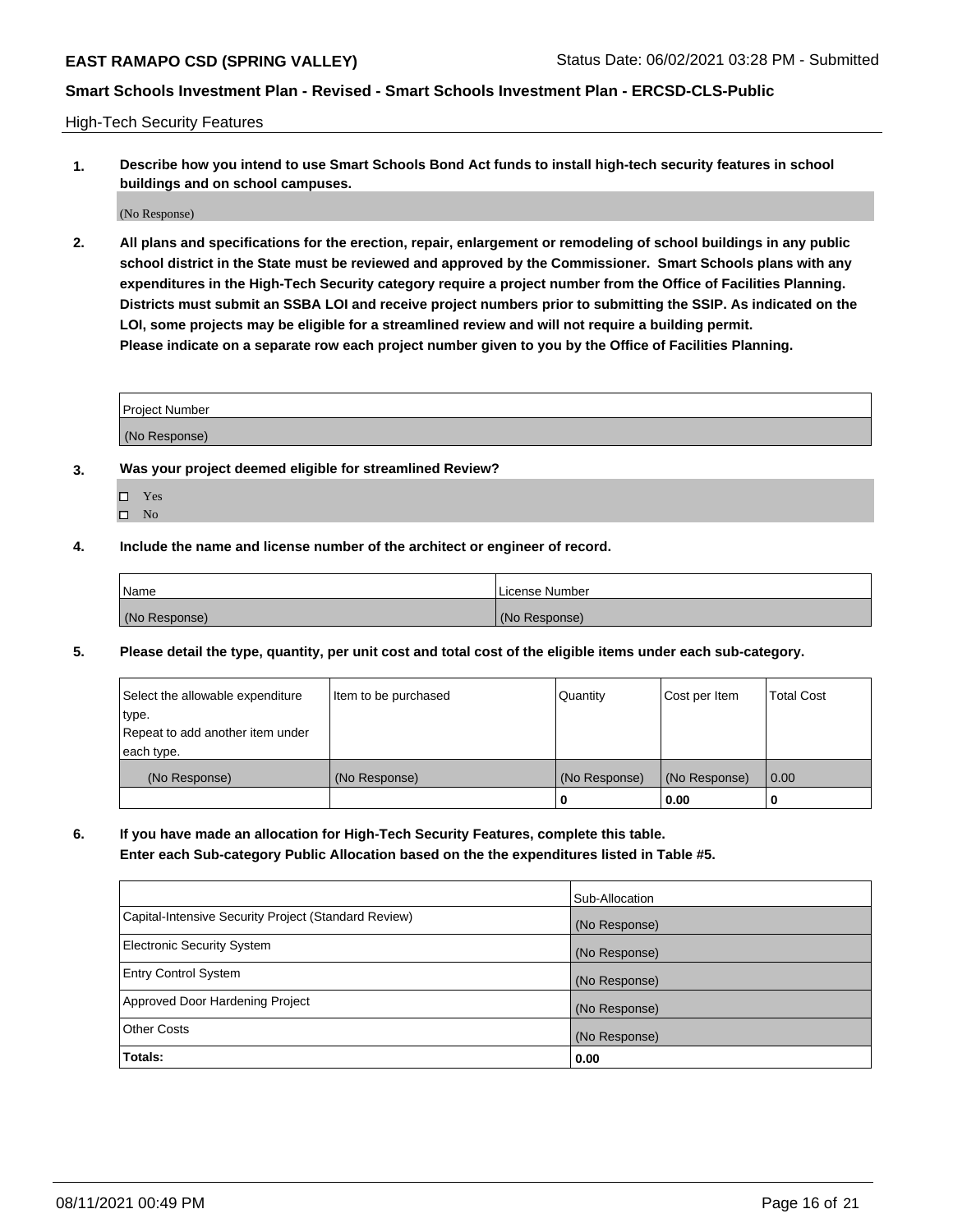High-Tech Security Features

**1. Describe how you intend to use Smart Schools Bond Act funds to install high-tech security features in school buildings and on school campuses.**

(No Response)

**2. All plans and specifications for the erection, repair, enlargement or remodeling of school buildings in any public school district in the State must be reviewed and approved by the Commissioner. Smart Schools plans with any expenditures in the High-Tech Security category require a project number from the Office of Facilities Planning. Districts must submit an SSBA LOI and receive project numbers prior to submitting the SSIP. As indicated on the LOI, some projects may be eligible for a streamlined review and will not require a building permit. Please indicate on a separate row each project number given to you by the Office of Facilities Planning.**

| Project Number |
|---|
| (No Response) |

**3. Was your project deemed eligible for streamlined Review?**

- ☐ Yes
- ☐ No

**4. Include the name and license number of the architect or engineer of record.**

| Name | License Number |
|---|---|
| (No Response) | (No Response) |

**5. Please detail the type, quantity, per unit cost and total cost of the eligible items under each sub-category.**

| Select the allowable expenditure type. Repeat to add another item under each type. | Item to be purchased | Quantity | Cost per Item | Total Cost |
|---|---|---|---|---|
| (No Response) | (No Response) | (No Response) | (No Response) | 0.00 |
| | | 0 | 0.00 | 0 |

**6. If you have made an allocation for High-Tech Security Features, complete this table. Enter each Sub-category Public Allocation based on the the expenditures listed in Table #5.**

| | Sub-Allocation |
|---|---|
| Capital-Intensive Security Project (Standard Review) | (No Response) |
| Electronic Security System | (No Response) |
| Entry Control System | (No Response) |
| Approved Door Hardening Project | (No Response) |
| Other Costs | (No Response) |
| **Totals:** | **0.00** |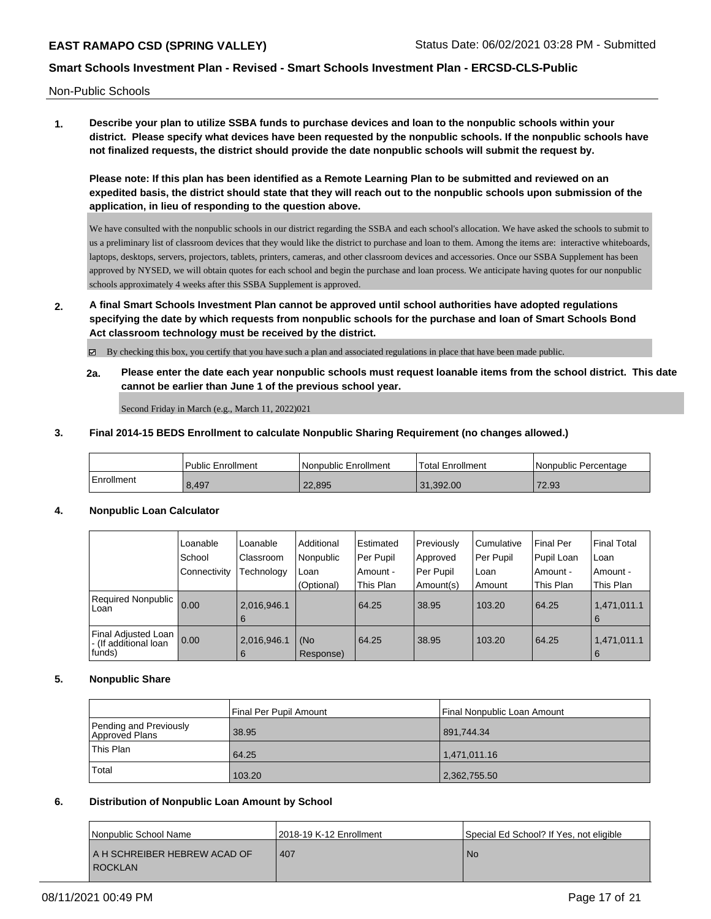Non-Public Schools

**1. Describe your plan to utilize SSBA funds to purchase devices and loan to the nonpublic schools within your district. Please specify what devices have been requested by the nonpublic schools. If the nonpublic schools have not finalized requests, the district should provide the date nonpublic schools will submit the request by.**

**Please note: If this plan has been identified as a Remote Learning Plan to be submitted and reviewed on an expedited basis, the district should state that they will reach out to the nonpublic schools upon submission of the application, in lieu of responding to the question above.**

We have consulted with the nonpublic schools in our district regarding the SSBA and each school's allocation. We have asked the schools to submit to us a preliminary list of classroom devices that they would like the district to purchase and loan to them. Among the items are: interactive whiteboards, laptops, desktops, servers, projectors, tablets, printers, cameras, and other classroom devices and accessories. Once our SSBA Supplement has been approved by NYSED, we will obtain quotes for each school and begin the purchase and loan process. We anticipate having quotes for our nonpublic schools approximately 4 weeks after this SSBA Supplement is approved.

**2. A final Smart Schools Investment Plan cannot be approved until school authorities have adopted regulations specifying the date by which requests from nonpublic schools for the purchase and loan of Smart Schools Bond Act classroom technology must be received by the district.**

☑ By checking this box, you certify that you have such a plan and associated regulations in place that have been made public.

**2a. Please enter the date each year nonpublic schools must request loanable items from the school district. This date cannot be earlier than June 1 of the previous school year.**

Second Friday in March (e.g., March 11, 2022)021

**3. Final 2014-15 BEDS Enrollment to calculate Nonpublic Sharing Requirement (no changes allowed.)**

| | Public Enrollment | Nonpublic Enrollment | Total Enrollment | Nonpublic Percentage |
|---|---|---|---|---|
| Enrollment | 8,497 | 22,895 | 31,392.00 | 72.93 |

**4. Nonpublic Loan Calculator**

| | Loanable School Connectivity | Loanable Classroom Technology | Additional Nonpublic Loan (Optional) | Estimated Per Pupil Amount - This Plan | Previously Approved Per Pupil Amount(s) | Cumulative Per Pupil Loan Amount | Final Per Pupil Loan Amount - This Plan | Final Total Loan Amount - This Plan |
|---|---|---|---|---|---|---|---|---|
| Required Nonpublic Loan | 0.00 | 2,016,946.16 | | 64.25 | 38.95 | 103.20 | 64.25 | 1,471,011.16 |
| Final Adjusted Loan - (If additional loan funds) | 0.00 | 2,016,946.16 | (No Response) | 64.25 | 38.95 | 103.20 | 64.25 | 1,471,011.16 |

**5. Nonpublic Share**

| | Final Per Pupil Amount | Final Nonpublic Loan Amount |
|---|---|---|
| Pending and Previously Approved Plans | 38.95 | 891,744.34 |
| This Plan | 64.25 | 1,471,011.16 |
| Total | 103.20 | 2,362,755.50 |

**6. Distribution of Nonpublic Loan Amount by School**

| Nonpublic School Name | 2018-19 K-12 Enrollment | Special Ed School? If Yes, not eligible |
|---|---|---|
| A H SCHREIBER HEBREW ACAD OF ROCKLAN | 407 | No |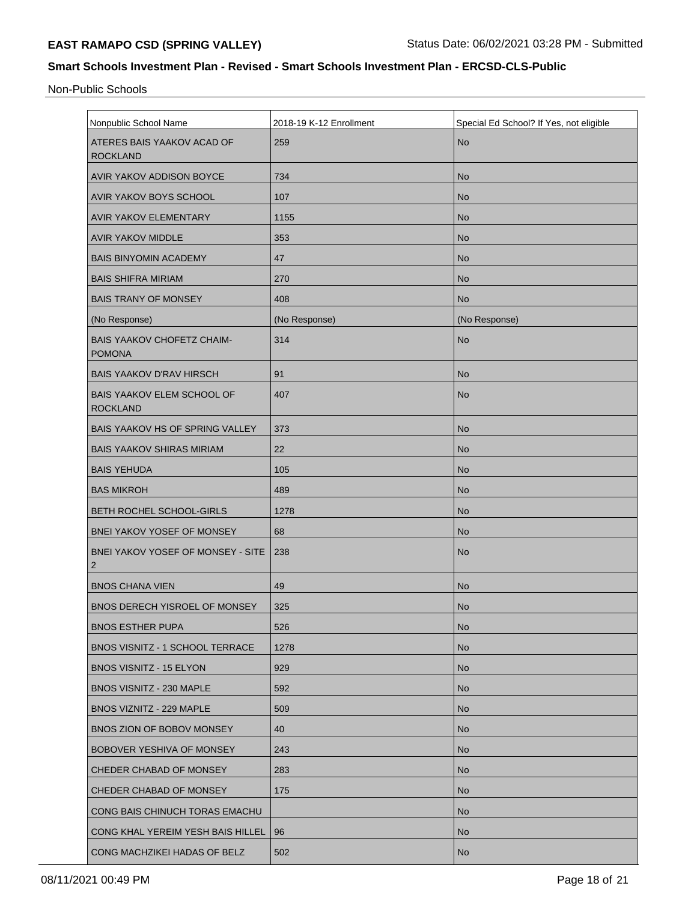Non-Public Schools

| Nonpublic School Name | 2018-19 K-12 Enrollment | Special Ed School? If Yes, not eligible |
|---|---|---|
| ATERES BAIS YAAKOV ACAD OF ROCKLAND | 259 | No |
| AVIR YAKOV ADDISON BOYCE | 734 | No |
| AVIR YAKOV BOYS SCHOOL | 107 | No |
| AVIR YAKOV ELEMENTARY | 1155 | No |
| AVIR YAKOV MIDDLE | 353 | No |
| BAIS BINYOMIN ACADEMY | 47 | No |
| BAIS SHIFRA MIRIAM | 270 | No |
| BAIS TRANY OF MONSEY | 408 | No |
| (No Response) | (No Response) | (No Response) |
| BAIS YAAKOV CHOFETZ CHAIM-POMONA | 314 | No |
| BAIS YAAKOV D'RAV HIRSCH | 91 | No |
| BAIS YAAKOV ELEM SCHOOL OF ROCKLAND | 407 | No |
| BAIS YAAKOV HS OF SPRING VALLEY | 373 | No |
| BAIS YAAKOV SHIRAS MIRIAM | 22 | No |
| BAIS YEHUDA | 105 | No |
| BAS MIKROH | 489 | No |
| BETH ROCHEL SCHOOL-GIRLS | 1278 | No |
| BNEI YAKOV YOSEF OF MONSEY | 68 | No |
| BNEI YAKOV YOSEF OF MONSEY - SITE 2 | 238 | No |
| BNOS CHANA VIEN | 49 | No |
| BNOS DERECH YISROEL OF MONSEY | 325 | No |
| BNOS ESTHER PUPA | 526 | No |
| BNOS VISNITZ - 1 SCHOOL TERRACE | 1278 | No |
| BNOS VISNITZ - 15 ELYON | 929 | No |
| BNOS VISNITZ - 230 MAPLE | 592 | No |
| BNOS VIZNITZ - 229 MAPLE | 509 | No |
| BNOS ZION OF BOBOV MONSEY | 40 | No |
| BOBOVER YESHIVA OF MONSEY | 243 | No |
| CHEDER CHABAD OF MONSEY | 283 | No |
| CHEDER CHABAD OF MONSEY | 175 | No |
| CONG BAIS CHINUCH TORAS EMACHU | | No |
| CONG KHAL YEREIM YESH BAIS HILLEL | 96 | No |
| CONG MACHZIKEI HADAS OF BELZ | 502 | No |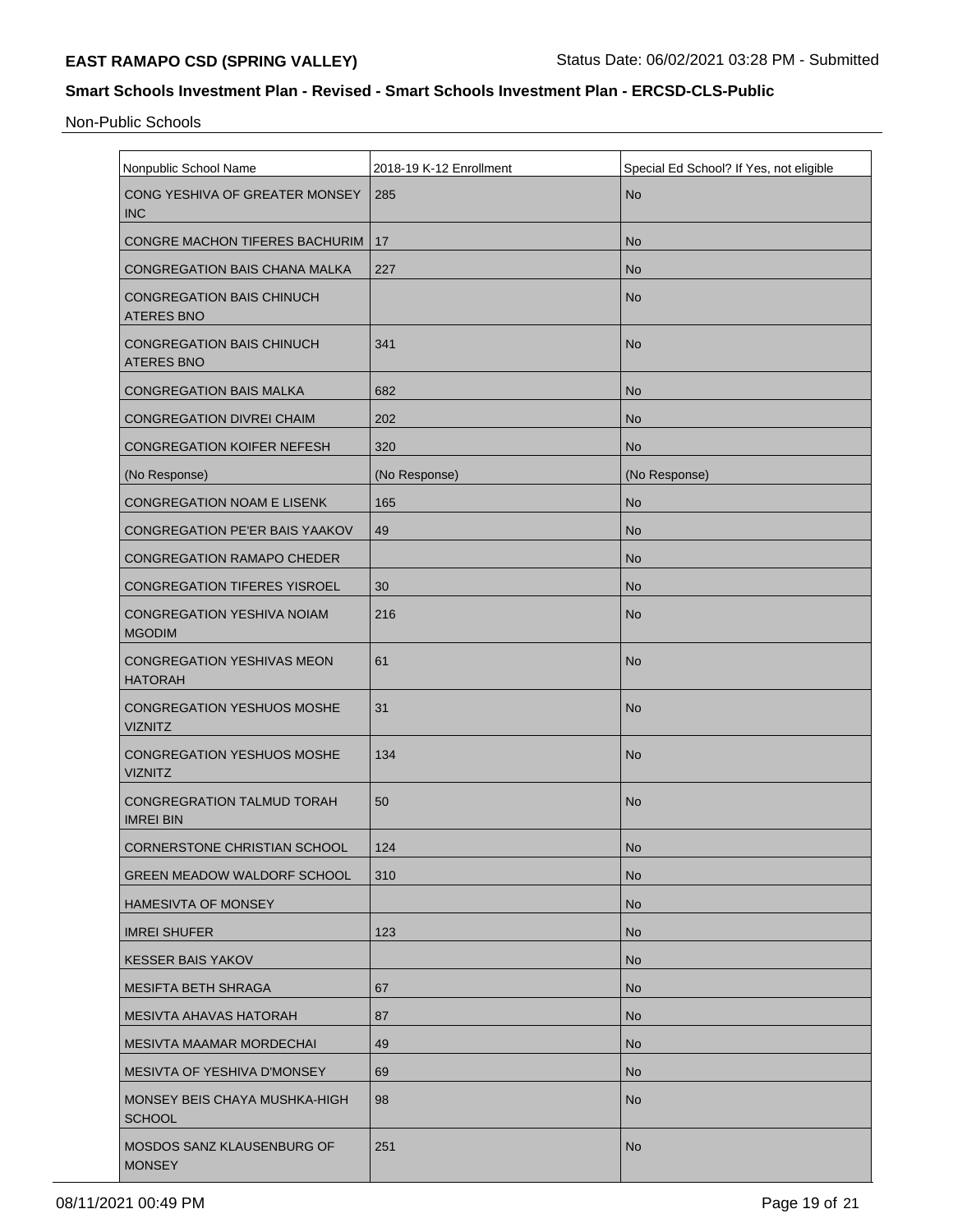## Smart Schools Investment Plan - Revised - Smart Schools Investment Plan - ERCSD-CLS-Public

Non-Public Schools

| Nonpublic School Name | 2018-19 K-12 Enrollment | Special Ed School? If Yes, not eligible |
|---|---|---|
| CONG YESHIVA OF GREATER MONSEY INC | 285 | No |
| CONGRE MACHON TIFERES BACHURIM | 17 | No |
| CONGREGATION BAIS CHANA MALKA | 227 | No |
| CONGREGATION BAIS CHINUCH ATERES BNO | | No |
| CONGREGATION BAIS CHINUCH ATERES BNO | 341 | No |
| CONGREGATION BAIS MALKA | 682 | No |
| CONGREGATION DIVREI CHAIM | 202 | No |
| CONGREGATION KOIFER NEFESH | 320 | No |
| (No Response) | (No Response) | (No Response) |
| CONGREGATION NOAM E LISENK | 165 | No |
| CONGREGATION PE'ER BAIS YAAKOV | 49 | No |
| CONGREGATION RAMAPO CHEDER | | No |
| CONGREGATION TIFERES YISROEL | 30 | No |
| CONGREGATION YESHIVA NOIAM MGODIM | 216 | No |
| CONGREGATION YESHIVAS MEON HATORAH | 61 | No |
| CONGREGATION YESHUOS MOSHE VIZNITZ | 31 | No |
| CONGREGATION YESHUOS MOSHE VIZNITZ | 134 | No |
| CONGREGRATION TALMUD TORAH IMREI BIN | 50 | No |
| CORNERSTONE CHRISTIAN SCHOOL | 124 | No |
| GREEN MEADOW WALDORF SCHOOL | 310 | No |
| HAMESIVTA OF MONSEY | | No |
| IMREI SHUFER | 123 | No |
| KESSER BAIS YAKOV | | No |
| MESIFTA BETH SHRAGA | 67 | No |
| MESIVTA AHAVAS HATORAH | 87 | No |
| MESIVTA MAAMAR MORDECHAI | 49 | No |
| MESIVTA OF YESHIVA D'MONSEY | 69 | No |
| MONSEY BEIS CHAYA MUSHKA-HIGH SCHOOL | 98 | No |
| MOSDOS SANZ KLAUSENBURG OF MONSEY | 251 | No |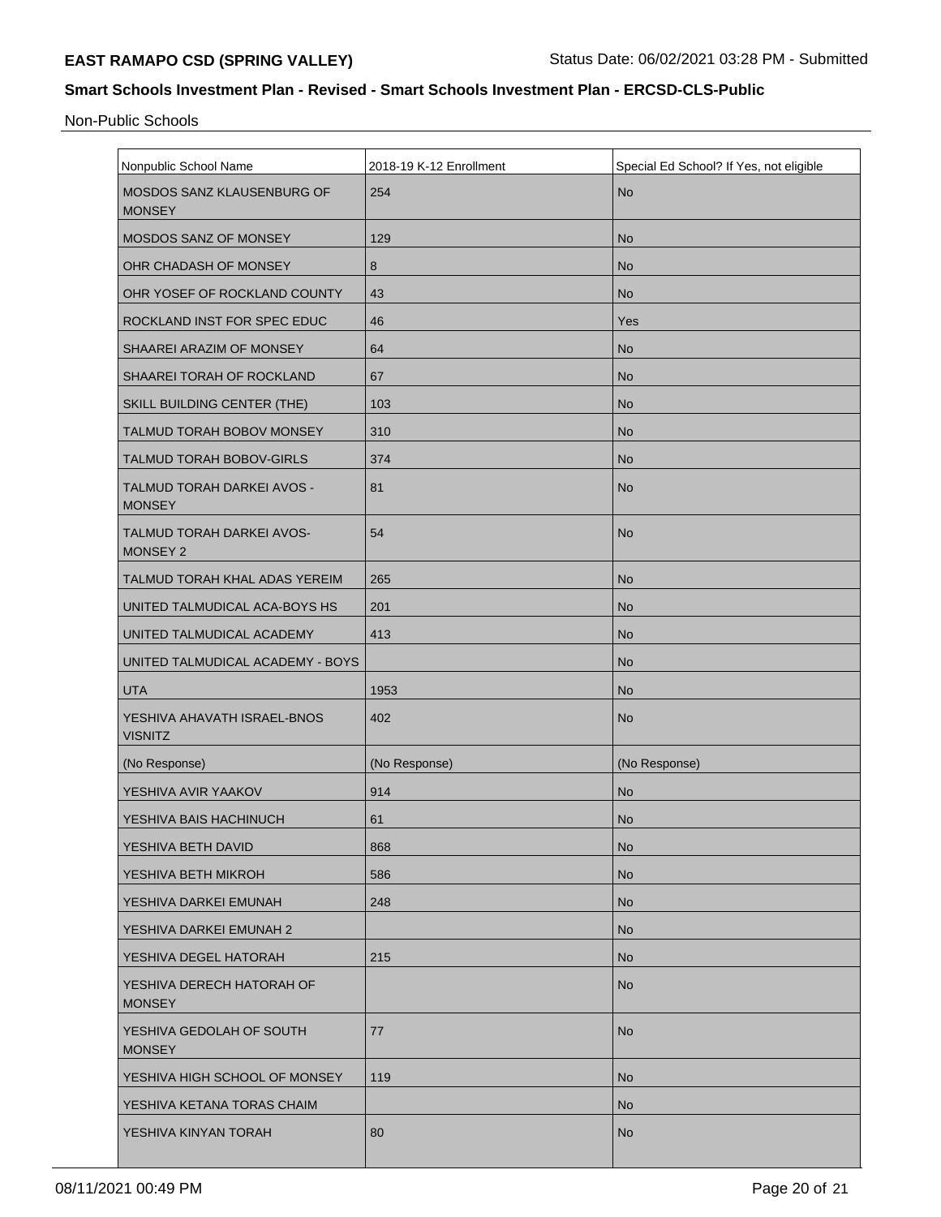## Smart Schools Investment Plan - Revised - Smart Schools Investment Plan - ERCSD-CLS-Public

Non-Public Schools

| Nonpublic School Name | 2018-19 K-12 Enrollment | Special Ed School? If Yes, not eligible |
|---|---|---|
| MOSDOS SANZ KLAUSENBURG OF MONSEY | 254 | No |
| MOSDOS SANZ OF MONSEY | 129 | No |
| OHR CHADASH OF MONSEY | 8 | No |
| OHR YOSEF OF ROCKLAND COUNTY | 43 | No |
| ROCKLAND INST FOR SPEC EDUC | 46 | Yes |
| SHAAREI ARAZIM OF MONSEY | 64 | No |
| SHAAREI TORAH OF ROCKLAND | 67 | No |
| SKILL BUILDING CENTER (THE) | 103 | No |
| TALMUD TORAH BOBOV MONSEY | 310 | No |
| TALMUD TORAH BOBOV-GIRLS | 374 | No |
| TALMUD TORAH DARKEI AVOS - MONSEY | 81 | No |
| TALMUD TORAH DARKEI AVOS-MONSEY 2 | 54 | No |
| TALMUD TORAH KHAL ADAS YEREIM | 265 | No |
| UNITED TALMUDICAL ACA-BOYS HS | 201 | No |
| UNITED TALMUDICAL ACADEMY | 413 | No |
| UNITED TALMUDICAL ACADEMY - BOYS | | No |
| UTA | 1953 | No |
| YESHIVA AHAVATH ISRAEL-BNOS VISNITZ | 402 | No |
| (No Response) | (No Response) | (No Response) |
| YESHIVA AVIR YAAKOV | 914 | No |
| YESHIVA BAIS HACHINUCH | 61 | No |
| YESHIVA BETH DAVID | 868 | No |
| YESHIVA BETH MIKROH | 586 | No |
| YESHIVA DARKEI EMUNAH | 248 | No |
| YESHIVA DARKEI EMUNAH 2 | | No |
| YESHIVA DEGEL HATORAH | 215 | No |
| YESHIVA DERECH HATORAH OF MONSEY | | No |
| YESHIVA GEDOLAH OF SOUTH MONSEY | 77 | No |
| YESHIVA HIGH SCHOOL OF MONSEY | 119 | No |
| YESHIVA KETANA TORAS CHAIM | | No |
| YESHIVA KINYAN TORAH | 80 | No |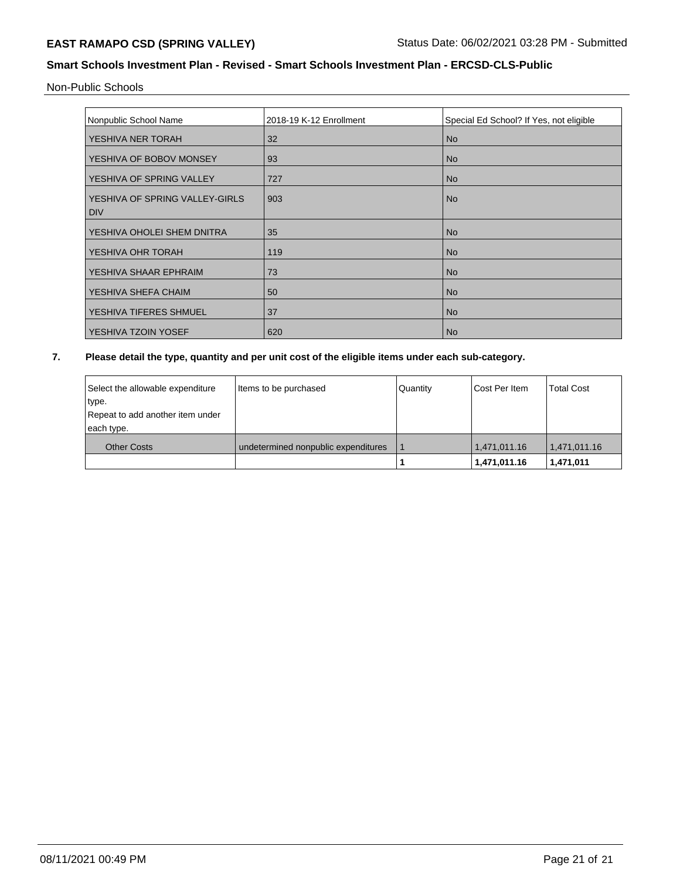Non-Public Schools

| Nonpublic School Name | 2018-19 K-12 Enrollment | Special Ed School? If Yes, not eligible |
|---|---|---|
| YESHIVA NER TORAH | 32 | No |
| YESHIVA OF BOBOV MONSEY | 93 | No |
| YESHIVA OF SPRING VALLEY | 727 | No |
| YESHIVA OF SPRING VALLEY-GIRLS DIV | 903 | No |
| YESHIVA OHOLEI SHEM DNITRA | 35 | No |
| YESHIVA OHR TORAH | 119 | No |
| YESHIVA SHAAR EPHRAIM | 73 | No |
| YESHIVA SHEFA CHAIM | 50 | No |
| YESHIVA TIFERES SHMUEL | 37 | No |
| YESHIVA TZOIN YOSEF | 620 | No |

**7. Please detail the type, quantity and per unit cost of the eligible items under each sub-category.**

| Select the allowable expenditure type. Repeat to add another item under each type. | Items to be purchased | Quantity | Cost Per Item | Total Cost |
|---|---|---|---|---|
| Other Costs | undetermined nonpublic expenditures | 1 | 1,471,011.16 | 1,471,011.16 |
| | | **1** | **1,471,011.16** | **1,471,011** |